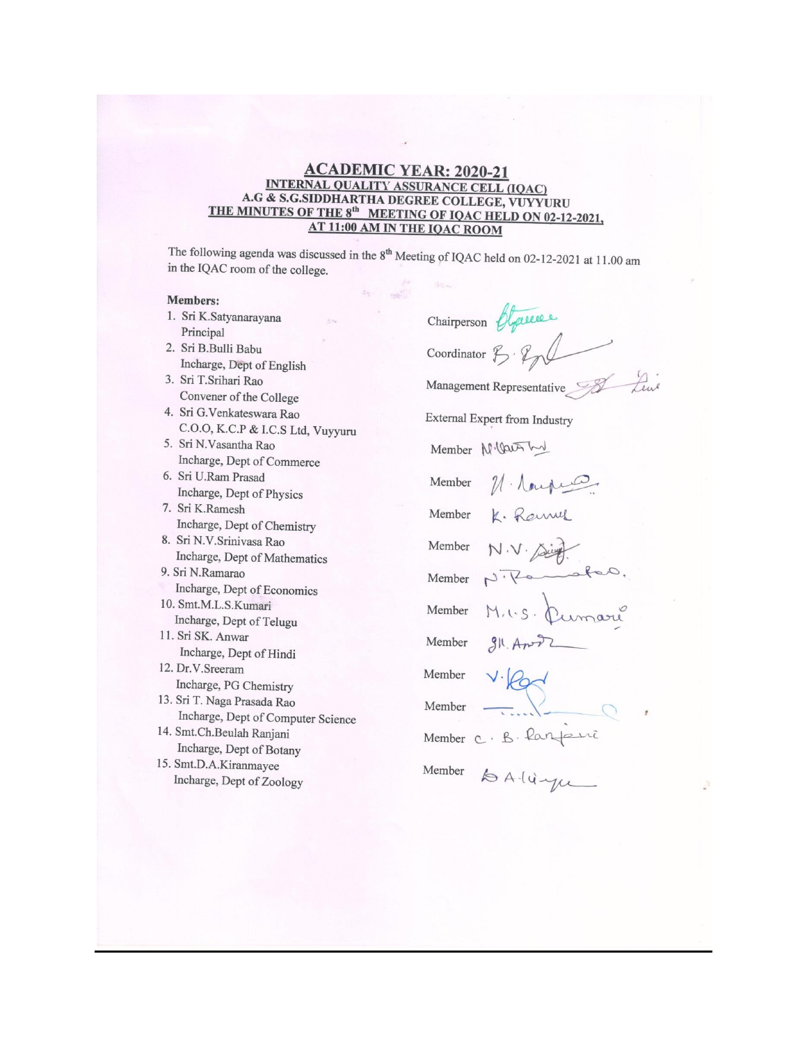## ACADEMIC YEAR: 2020-21

### INTERNAL QUALITY ASSURANCE CELL (IQAC)
### A.G & S.G.SIDDHARTHA DEGREE COLLEGE, VUYYURU
### THE MINUTES OF THE 8th MEETING OF IQAC HELD ON 02-12-2021, AT 11:00 AM IN THE IQAC ROOM

The following agenda was discussed in the 8th Meeting of IQAC held on 02-12-2021 at 11.00 am in the IQAC room of the college.

**Members:**

| Members | |
|---|---|
| 1. Sri K.Satyanarayana, Principal | Chairperson (signed) |
| 2. Sri B.Bulli Babu, Incharge, Dept of English | Coordinator (signed) |
| 3. Sri T.Srihari Rao, Convener of the College | Management Representative (signed) |
| 4. Sri G.Venkateswara Rao, C.O.O, K.C.P & I.C.S Ltd, Vuyyuru | External Expert from Industry |
| 5. Sri N.Vasantha Rao, Incharge, Dept of Commerce | Member (signed) |
| 6. Sri U.Ram Prasad, Incharge, Dept of Physics | Member (signed) |
| 7. Sri K.Ramesh, Incharge, Dept of Chemistry | Member (signed) |
| 8. Sri N.V.Srinivasa Rao, Incharge, Dept of Mathematics | Member (signed) |
| 9. Sri N.Ramarao, Incharge, Dept of Economics | Member (signed) |
| 10. Smt.M.L.S.Kumari, Incharge, Dept of Telugu | Member (signed) |
| 11. Sri SK. Anwar, Incharge, Dept of Hindi | Member (signed) |
| 12. Dr.V.Sreeram, Incharge, PG Chemistry | Member (signed) |
| 13. Sri T. Naga Prasada Rao, Incharge, Dept of Computer Science | Member (signed) |
| 14. Smt.Ch.Beulah Ranjani, Incharge, Dept of Botany | Member (signed) |
| 15. Smt.D.A.Kiranmayee, Incharge, Dept of Zoology | Member (signed) |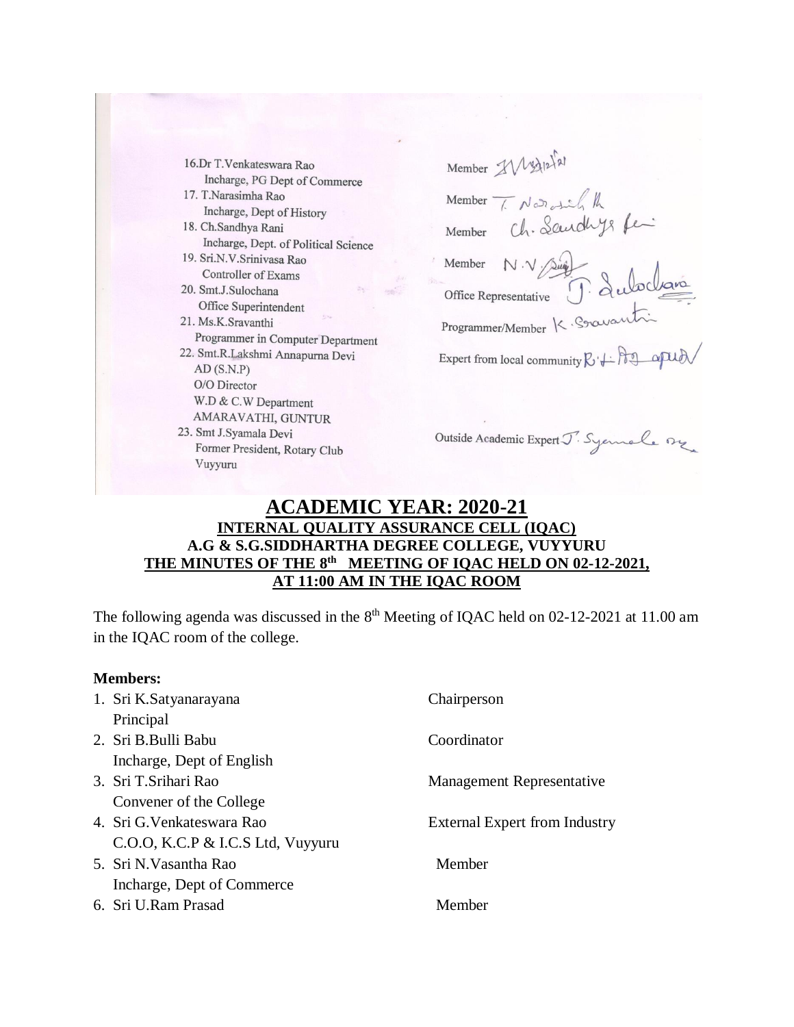16. Dr T.Venkateswara Rao
    Incharge, PG Dept of Commerce — Member
17. T.Narasimha Rao
    Incharge, Dept of History — Member
18. Ch.Sandhya Rani
    Incharge, Dept. of Political Science — Member
19. Sri.N.V.Srinivasa Rao
    Controller of Exams — Member
20. Smt.J.Sulochana
    Office Superintendent — Office Representative
21. Ms.K.Sravanthi
    Programmer in Computer Department — Programmer/Member
22. Smt.R.Lakshmi Annapurna Devi
    AD (S.N.P)
    O/O Director
    W.D & C.W Department
    AMARAVATHI, GUNTUR — Expert from local community
23. Smt J.Syamala Devi
    Former President, Rotary Club
    Vuyyuru — Outside Academic Expert

# ACADEMIC YEAR: 2020-21

## INTERNAL QUALITY ASSURANCE CELL (IQAC)

## A.G & S.G.SIDDHARTHA DEGREE COLLEGE, VUYYURU

## THE MINUTES OF THE 8th MEETING OF IQAC HELD ON 02-12-2021, AT 11:00 AM IN THE IQAC ROOM

The following agenda was discussed in the 8th Meeting of IQAC held on 02-12-2021 at 11.00 am in the IQAC room of the college.

**Members:**

1. Sri K.Satyanarayana, Principal — Chairperson
2. Sri B.Bulli Babu, Incharge, Dept of English — Coordinator
3. Sri T.Srihari Rao, Convener of the College — Management Representative
4. Sri G.Venkateswara Rao, C.O.O, K.C.P & I.C.S Ltd, Vuyyuru — External Expert from Industry
5. Sri N.Vasantha Rao, Incharge, Dept of Commerce — Member
6. Sri U.Ram Prasad — Member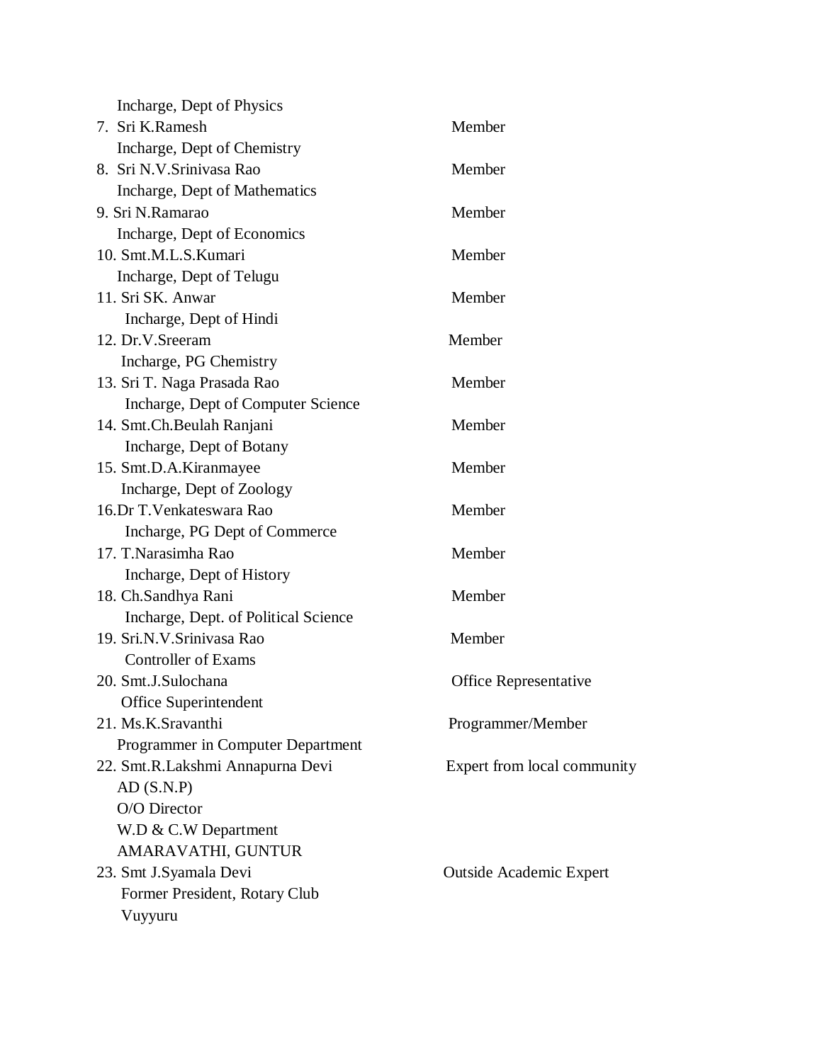Incharge, Dept of Physics

| | |
|---|---|
| 7. Sri K.Ramesh<br>Incharge, Dept of Chemistry | Member |
| 8. Sri N.V.Srinivasa Rao<br>Incharge, Dept of Mathematics | Member |
| 9. Sri N.Ramarao<br>Incharge, Dept of Economics | Member |
| 10. Smt.M.L.S.Kumari<br>Incharge, Dept of Telugu | Member |
| 11. Sri SK. Anwar<br>Incharge, Dept of Hindi | Member |
| 12. Dr.V.Sreeram<br>Incharge, PG Chemistry | Member |
| 13. Sri T. Naga Prasada Rao<br>Incharge, Dept of Computer Science | Member |
| 14. Smt.Ch.Beulah Ranjani<br>Incharge, Dept of Botany | Member |
| 15. Smt.D.A.Kiranmayee<br>Incharge, Dept of Zoology | Member |
| 16.Dr T.Venkateswara Rao<br>Incharge, PG Dept of Commerce | Member |
| 17. T.Narasimha Rao<br>Incharge, Dept of History | Member |
| 18. Ch.Sandhya Rani<br>Incharge, Dept. of Political Science | Member |
| 19. Sri.N.V.Srinivasa Rao<br>Controller of Exams | Member |
| 20. Smt.J.Sulochana<br>Office Superintendent | Office Representative |
| 21. Ms.K.Sravanthi<br>Programmer in Computer Department | Programmer/Member |
| 22. Smt.R.Lakshmi Annapurna Devi<br>AD (S.N.P)<br>O/O Director<br>W.D & C.W Department<br>AMARAVATHI, GUNTUR | Expert from local community |
| 23. Smt J.Syamala Devi<br>Former President, Rotary Club<br>Vuyyuru | Outside Academic Expert |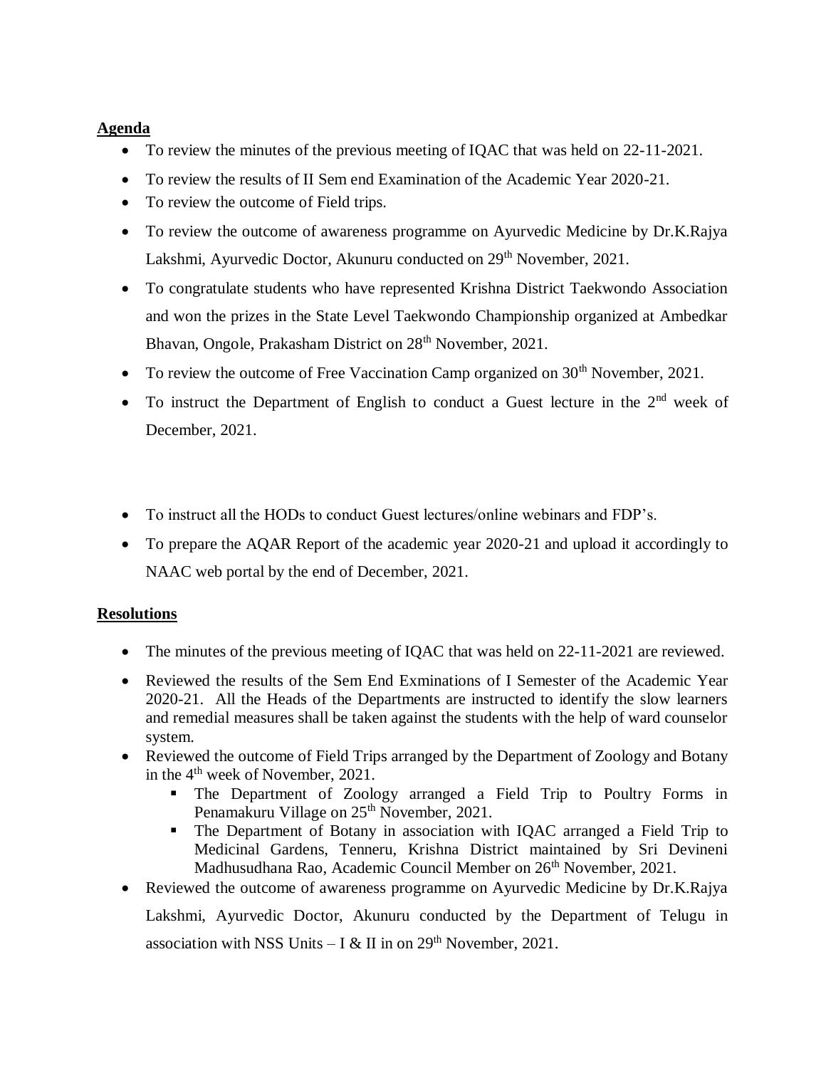**Agenda**

- To review the minutes of the previous meeting of IQAC that was held on 22-11-2021.
- To review the results of II Sem end Examination of the Academic Year 2020-21.
- To review the outcome of Field trips.
- To review the outcome of awareness programme on Ayurvedic Medicine by Dr.K.Rajya Lakshmi, Ayurvedic Doctor, Akunuru conducted on 29th November, 2021.
- To congratulate students who have represented Krishna District Taekwondo Association and won the prizes in the State Level Taekwondo Championship organized at Ambedkar Bhavan, Ongole, Prakasham District on 28th November, 2021.
- To review the outcome of Free Vaccination Camp organized on 30th November, 2021.
- To instruct the Department of English to conduct a Guest lecture in the 2nd week of December, 2021.
- To instruct all the HODs to conduct Guest lectures/online webinars and FDP's.
- To prepare the AQAR Report of the academic year 2020-21 and upload it accordingly to NAAC web portal by the end of December, 2021.

**Resolutions**

- The minutes of the previous meeting of IQAC that was held on 22-11-2021 are reviewed.
- Reviewed the results of the Sem End Exminations of I Semester of the Academic Year 2020-21. All the Heads of the Departments are instructed to identify the slow learners and remedial measures shall be taken against the students with the help of ward counselor system.
- Reviewed the outcome of Field Trips arranged by the Department of Zoology and Botany in the 4th week of November, 2021.
  - The Department of Zoology arranged a Field Trip to Poultry Forms in Penamakuru Village on 25th November, 2021.
  - The Department of Botany in association with IQAC arranged a Field Trip to Medicinal Gardens, Tenneru, Krishna District maintained by Sri Devineni Madhusudhana Rao, Academic Council Member on 26th November, 2021.
- Reviewed the outcome of awareness programme on Ayurvedic Medicine by Dr.K.Rajya Lakshmi, Ayurvedic Doctor, Akunuru conducted by the Department of Telugu in association with NSS Units – I & II in on 29th November, 2021.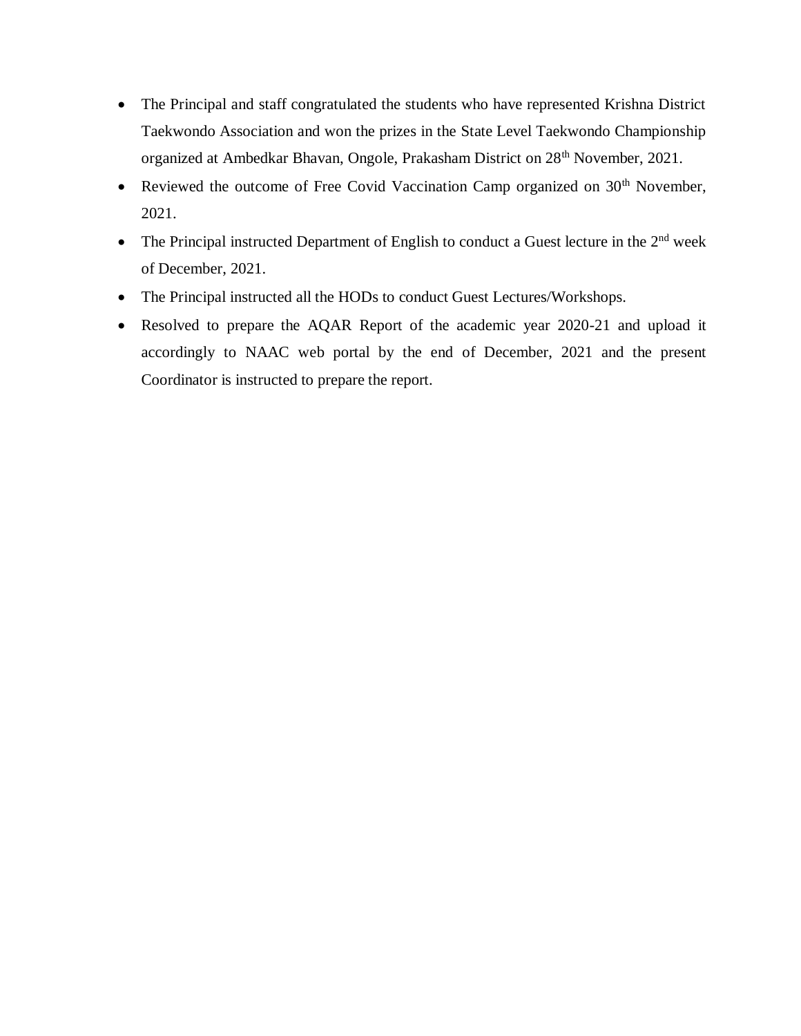- The Principal and staff congratulated the students who have represented Krishna District Taekwondo Association and won the prizes in the State Level Taekwondo Championship organized at Ambedkar Bhavan, Ongole, Prakasham District on 28th November, 2021.
- Reviewed the outcome of Free Covid Vaccination Camp organized on 30th November, 2021.
- The Principal instructed Department of English to conduct a Guest lecture in the 2nd week of December, 2021.
- The Principal instructed all the HODs to conduct Guest Lectures/Workshops.
- Resolved to prepare the AQAR Report of the academic year 2020-21 and upload it accordingly to NAAC web portal by the end of December, 2021 and the present Coordinator is instructed to prepare the report.